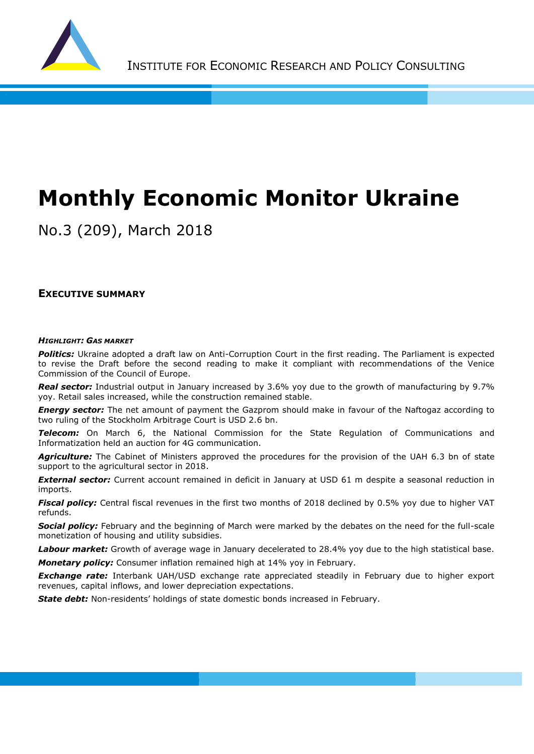INSTITUTE FOR ECONOMIC RESEARCH AND POLICY CONSULTING

# Monthly Economic Monitor Ukraine

No.3 (209), March 2018

## EXECUTIVE SUMMARY

***HIGHLIGHT: GAS MARKET***

***Politics:*** Ukraine adopted a draft law on Anti-Corruption Court in the first reading. The Parliament is expected to revise the Draft before the second reading to make it compliant with recommendations of the Venice Commission of the Council of Europe.

***Real sector:*** Industrial output in January increased by 3.6% yoy due to the growth of manufacturing by 9.7% yoy. Retail sales increased, while the construction remained stable.

***Energy sector:*** The net amount of payment the Gazprom should make in favour of the Naftogaz according to two ruling of the Stockholm Arbitrage Court is USD 2.6 bn.

***Telecom:*** On March 6, the National Commission for the State Regulation of Communications and Informatization held an auction for 4G communication.

***Agriculture:*** The Cabinet of Ministers approved the procedures for the provision of the UAH 6.3 bn of state support to the agricultural sector in 2018.

***External sector:*** Current account remained in deficit in January at USD 61 m despite a seasonal reduction in imports.

***Fiscal policy:*** Central fiscal revenues in the first two months of 2018 declined by 0.5% yoy due to higher VAT refunds.

***Social policy:*** February and the beginning of March were marked by the debates on the need for the full-scale monetization of housing and utility subsidies.

***Labour market:*** Growth of average wage in January decelerated to 28.4% yoy due to the high statistical base.

***Monetary policy:*** Consumer inflation remained high at 14% yoy in February.

***Exchange rate:*** Interbank UAH/USD exchange rate appreciated steadily in February due to higher export revenues, capital inflows, and lower depreciation expectations.

***State debt:*** Non-residents' holdings of state domestic bonds increased in February.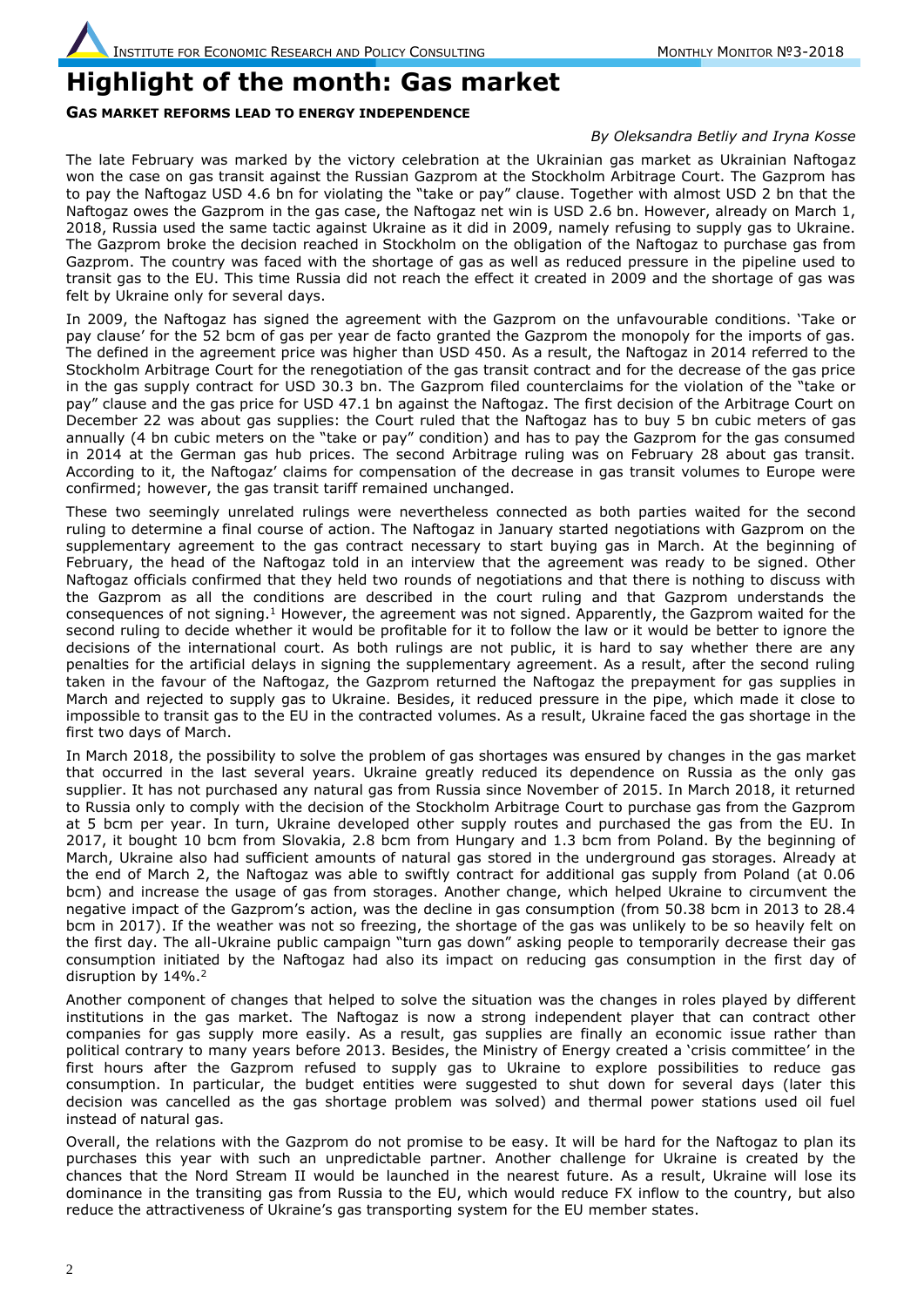# Highlight of the month: Gas market

**GAS MARKET REFORMS LEAD TO ENERGY INDEPENDENCE**

*By Oleksandra Betliy and Iryna Kosse*

The late February was marked by the victory celebration at the Ukrainian gas market as Ukrainian Naftogaz won the case on gas transit against the Russian Gazprom at the Stockholm Arbitrage Court. The Gazprom has to pay the Naftogaz USD 4.6 bn for violating the "take or pay" clause. Together with almost USD 2 bn that the Naftogaz owes the Gazprom in the gas case, the Naftogaz net win is USD 2.6 bn. However, already on March 1, 2018, Russia used the same tactic against Ukraine as it did in 2009, namely refusing to supply gas to Ukraine. The Gazprom broke the decision reached in Stockholm on the obligation of the Naftogaz to purchase gas from Gazprom. The country was faced with the shortage of gas as well as reduced pressure in the pipeline used to transit gas to the EU. This time Russia did not reach the effect it created in 2009 and the shortage of gas was felt by Ukraine only for several days.

In 2009, the Naftogaz has signed the agreement with the Gazprom on the unfavourable conditions. 'Take or pay clause' for the 52 bcm of gas per year de facto granted the Gazprom the monopoly for the imports of gas. The defined in the agreement price was higher than USD 450. As a result, the Naftogaz in 2014 referred to the Stockholm Arbitrage Court for the renegotiation of the gas transit contract and for the decrease of the gas price in the gas supply contract for USD 30.3 bn. The Gazprom filed counterclaims for the violation of the "take or pay" clause and the gas price for USD 47.1 bn against the Naftogaz. The first decision of the Arbitrage Court on December 22 was about gas supplies: the Court ruled that the Naftogaz has to buy 5 bn cubic meters of gas annually (4 bn cubic meters on the "take or pay" condition) and has to pay the Gazprom for the gas consumed in 2014 at the German gas hub prices. The second Arbitrage ruling was on February 28 about gas transit. According to it, the Naftogaz' claims for compensation of the decrease in gas transit volumes to Europe were confirmed; however, the gas transit tariff remained unchanged.

These two seemingly unrelated rulings were nevertheless connected as both parties waited for the second ruling to determine a final course of action. The Naftogaz in January started negotiations with Gazprom on the supplementary agreement to the gas contract necessary to start buying gas in March. At the beginning of February, the head of the Naftogaz told in an interview that the agreement was ready to be signed. Other Naftogaz officials confirmed that they held two rounds of negotiations and that there is nothing to discuss with the Gazprom as all the conditions are described in the court ruling and that Gazprom understands the consequences of not signing.[1] However, the agreement was not signed. Apparently, the Gazprom waited for the second ruling to decide whether it would be profitable for it to follow the law or it would be better to ignore the decisions of the international court. As both rulings are not public, it is hard to say whether there are any penalties for the artificial delays in signing the supplementary agreement. As a result, after the second ruling taken in the favour of the Naftogaz, the Gazprom returned the Naftogaz the prepayment for gas supplies in March and rejected to supply gas to Ukraine. Besides, it reduced pressure in the pipe, which made it close to impossible to transit gas to the EU in the contracted volumes. As a result, Ukraine faced the gas shortage in the first two days of March.

In March 2018, the possibility to solve the problem of gas shortages was ensured by changes in the gas market that occurred in the last several years. Ukraine greatly reduced its dependence on Russia as the only gas supplier. It has not purchased any natural gas from Russia since November of 2015. In March 2018, it returned to Russia only to comply with the decision of the Stockholm Arbitrage Court to purchase gas from the Gazprom at 5 bcm per year. In turn, Ukraine developed other supply routes and purchased the gas from the EU. In 2017, it bought 10 bcm from Slovakia, 2.8 bcm from Hungary and 1.3 bcm from Poland. By the beginning of March, Ukraine also had sufficient amounts of natural gas stored in the underground gas storages. Already at the end of March 2, the Naftogaz was able to swiftly contract for additional gas supply from Poland (at 0.06 bcm) and increase the usage of gas from storages. Another change, which helped Ukraine to circumvent the negative impact of the Gazprom's action, was the decline in gas consumption (from 50.38 bcm in 2013 to 28.4 bcm in 2017). If the weather was not so freezing, the shortage of the gas was unlikely to be so heavily felt on the first day. The all-Ukraine public campaign "turn gas down" asking people to temporarily decrease their gas consumption initiated by the Naftogaz had also its impact on reducing gas consumption in the first day of disruption by 14%.[2]

Another component of changes that helped to solve the situation was the changes in roles played by different institutions in the gas market. The Naftogaz is now a strong independent player that can contract other companies for gas supply more easily. As a result, gas supplies are finally an economic issue rather than political contrary to many years before 2013. Besides, the Ministry of Energy created a 'crisis committee' in the first hours after the Gazprom refused to supply gas to Ukraine to explore possibilities to reduce gas consumption. In particular, the budget entities were suggested to shut down for several days (later this decision was cancelled as the gas shortage problem was solved) and thermal power stations used oil fuel instead of natural gas.

Overall, the relations with the Gazprom do not promise to be easy. It will be hard for the Naftogaz to plan its purchases this year with such an unpredictable partner. Another challenge for Ukraine is created by the chances that the Nord Stream II would be launched in the nearest future. As a result, Ukraine will lose its dominance in the transiting gas from Russia to the EU, which would reduce FX inflow to the country, but also reduce the attractiveness of Ukraine's gas transporting system for the EU member states.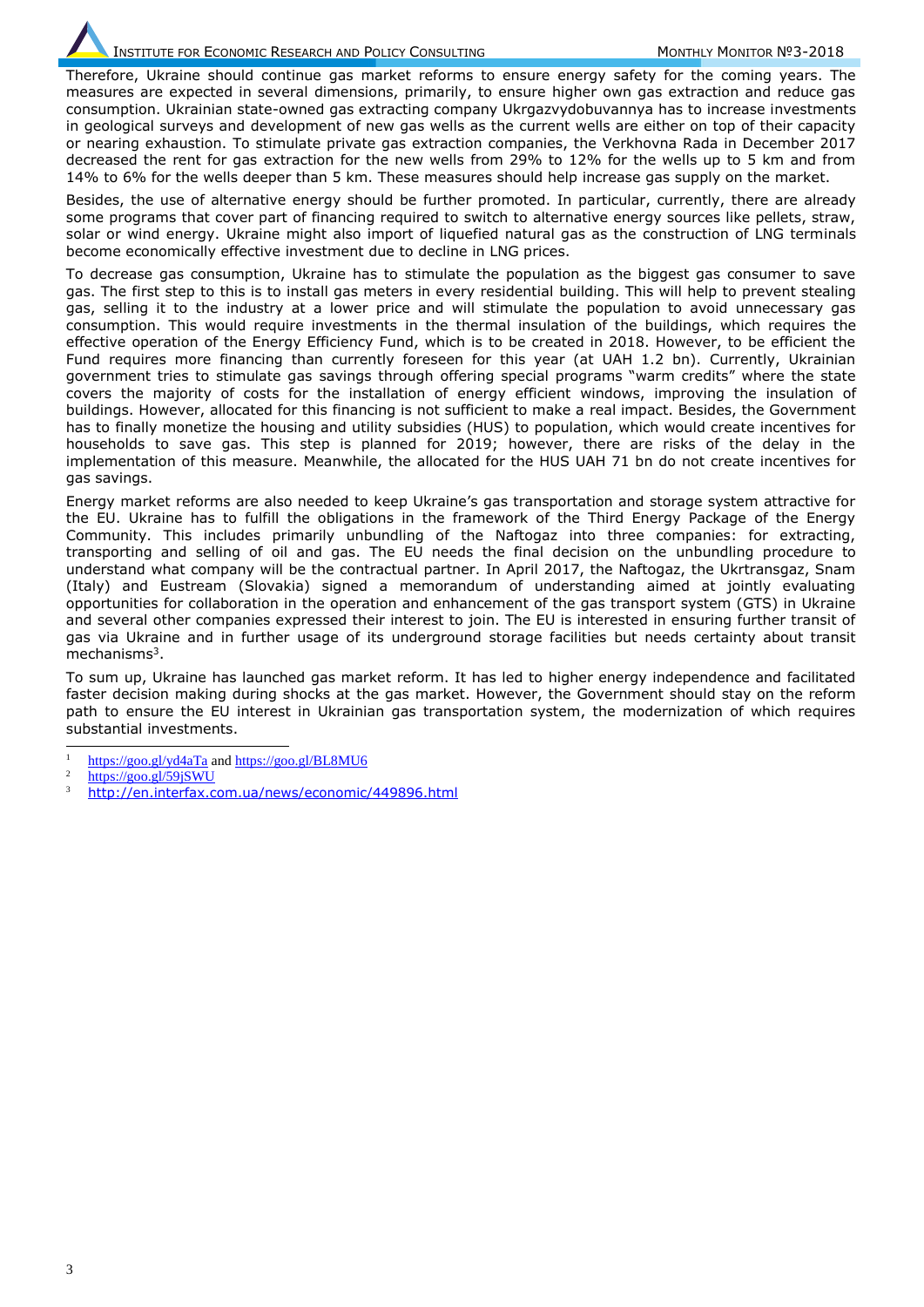Therefore, Ukraine should continue gas market reforms to ensure energy safety for the coming years. The measures are expected in several dimensions, primarily, to ensure higher own gas extraction and reduce gas consumption. Ukrainian state-owned gas extracting company Ukrgazvydobuvannya has to increase investments in geological surveys and development of new gas wells as the current wells are either on top of their capacity or nearing exhaustion. To stimulate private gas extraction companies, the Verkhovna Rada in December 2017 decreased the rent for gas extraction for the new wells from 29% to 12% for the wells up to 5 km and from 14% to 6% for the wells deeper than 5 km. These measures should help increase gas supply on the market.

Besides, the use of alternative energy should be further promoted. In particular, currently, there are already some programs that cover part of financing required to switch to alternative energy sources like pellets, straw, solar or wind energy. Ukraine might also import of liquefied natural gas as the construction of LNG terminals become economically effective investment due to decline in LNG prices.

To decrease gas consumption, Ukraine has to stimulate the population as the biggest gas consumer to save gas. The first step to this is to install gas meters in every residential building. This will help to prevent stealing gas, selling it to the industry at a lower price and will stimulate the population to avoid unnecessary gas consumption. This would require investments in the thermal insulation of the buildings, which requires the effective operation of the Energy Efficiency Fund, which is to be created in 2018. However, to be efficient the Fund requires more financing than currently foreseen for this year (at UAH 1.2 bn). Currently, Ukrainian government tries to stimulate gas savings through offering special programs "warm credits" where the state covers the majority of costs for the installation of energy efficient windows, improving the insulation of buildings. However, allocated for this financing is not sufficient to make a real impact. Besides, the Government has to finally monetize the housing and utility subsidies (HUS) to population, which would create incentives for households to save gas. This step is planned for 2019; however, there are risks of the delay in the implementation of this measure. Meanwhile, the allocated for the HUS UAH 71 bn do not create incentives for gas savings.

Energy market reforms are also needed to keep Ukraine's gas transportation and storage system attractive for the EU. Ukraine has to fulfill the obligations in the framework of the Third Energy Package of the Energy Community. This includes primarily unbundling of the Naftogaz into three companies: for extracting, transporting and selling of oil and gas. The EU needs the final decision on the unbundling procedure to understand what company will be the contractual partner. In April 2017, the Naftogaz, the Ukrtransgaz, Snam (Italy) and Eustream (Slovakia) signed a memorandum of understanding aimed at jointly evaluating opportunities for collaboration in the operation and enhancement of the gas transport system (GTS) in Ukraine and several other companies expressed their interest to join. The EU is interested in ensuring further transit of gas via Ukraine and in further usage of its underground storage facilities but needs certainty about transit mechanisms[3].

To sum up, Ukraine has launched gas market reform. It has led to higher energy independence and facilitated faster decision making during shocks at the gas market. However, the Government should stay on the reform path to ensure the EU interest in Ukrainian gas transportation system, the modernization of which requires substantial investments.

---

[1] https://goo.gl/yd4aTa and https://goo.gl/BL8MU6

[2] https://goo.gl/59jSWU

[3] http://en.interfax.com.ua/news/economic/449896.html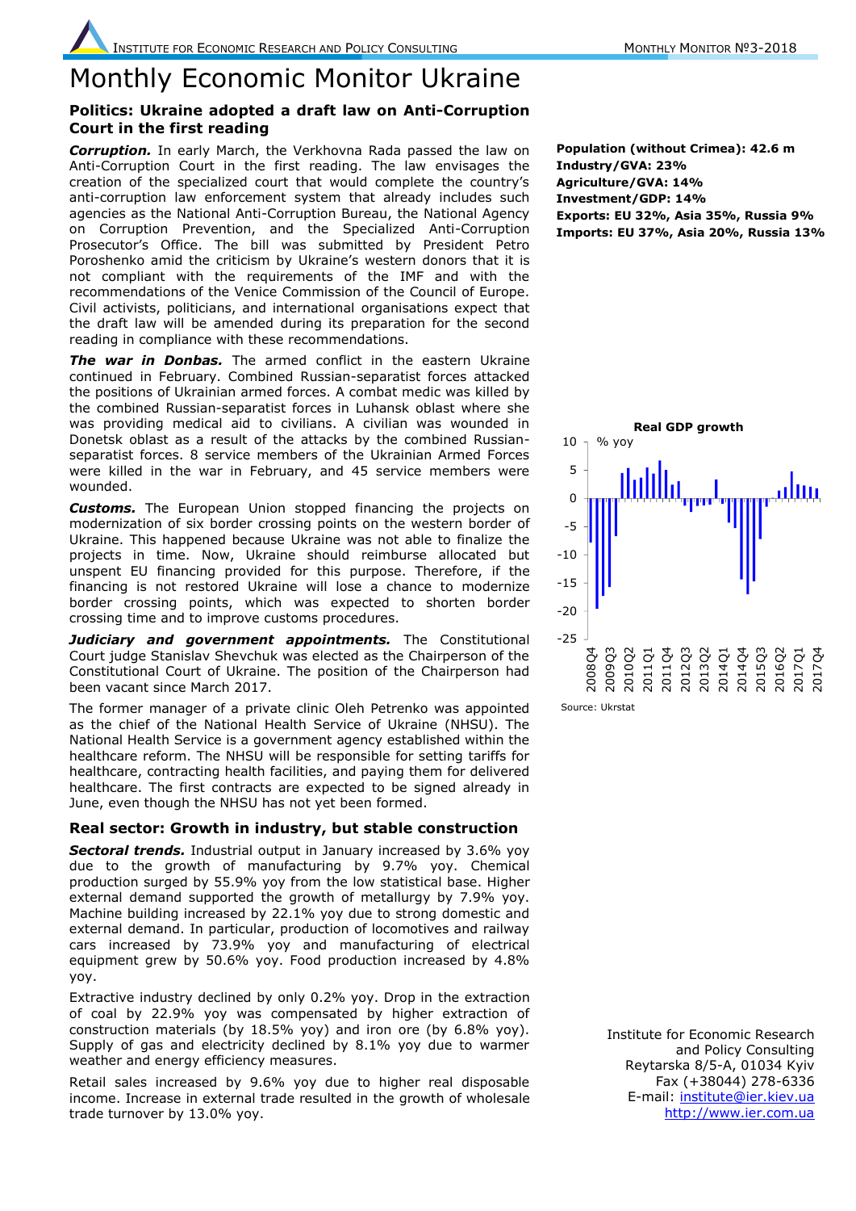# Monthly Economic Monitor Ukraine

## Politics: Ukraine adopted a draft law on Anti-Corruption Court in the first reading

***Corruption.*** In early March, the Verkhovna Rada passed the law on Anti-Corruption Court in the first reading. The law envisages the creation of the specialized court that would complete the country's anti-corruption law enforcement system that already includes such agencies as the National Anti-Corruption Bureau, the National Agency on Corruption Prevention, and the Specialized Anti-Corruption Prosecutor's Office. The bill was submitted by President Petro Poroshenko amid the criticism by Ukraine's western donors that it is not compliant with the requirements of the IMF and with the recommendations of the Venice Commission of the Council of Europe. Civil activists, politicians, and international organisations expect that the draft law will be amended during its preparation for the second reading in compliance with these recommendations.

***The war in Donbas.*** The armed conflict in the eastern Ukraine continued in February. Combined Russian-separatist forces attacked the positions of Ukrainian armed forces. A combat medic was killed by the combined Russian-separatist forces in Luhansk oblast where she was providing medical aid to civilians. A civilian was wounded in Donetsk oblast as a result of the attacks by the combined Russian-separatist forces. 8 service members of the Ukrainian Armed Forces were killed in the war in February, and 45 service members were wounded.

***Customs.*** The European Union stopped financing the projects on modernization of six border crossing points on the western border of Ukraine. This happened because Ukraine was not able to finalize the projects in time. Now, Ukraine should reimburse allocated but unspent EU financing provided for this purpose. Therefore, if the financing is not restored Ukraine will lose a chance to modernize border crossing points, which was expected to shorten border crossing time and to improve customs procedures.

***Judiciary and government appointments.*** The Constitutional Court judge Stanislav Shevchuk was elected as the Chairperson of the Constitutional Court of Ukraine. The position of the Chairperson had been vacant since March 2017.

The former manager of a private clinic Oleh Petrenko was appointed as the chief of the National Health Service of Ukraine (NHSU). The National Health Service is a government agency established within the healthcare reform. The NHSU will be responsible for setting tariffs for healthcare, contracting health facilities, and paying them for delivered healthcare. The first contracts are expected to be signed already in June, even though the NHSU has not yet been formed.

## Real sector: Growth in industry, but stable construction

***Sectoral trends.*** Industrial output in January increased by 3.6% yoy due to the growth of manufacturing by 9.7% yoy. Chemical production surged by 55.9% yoy from the low statistical base. Higher external demand supported the growth of metallurgy by 7.9% yoy. Machine building increased by 22.1% yoy due to strong domestic and external demand. In particular, production of locomotives and railway cars increased by 73.9% yoy and manufacturing of electrical equipment grew by 50.6% yoy. Food production increased by 4.8% yoy.

Extractive industry declined by only 0.2% yoy. Drop in the extraction of coal by 22.9% yoy was compensated by higher extraction of construction materials (by 18.5% yoy) and iron ore (by 6.8% yoy). Supply of gas and electricity declined by 8.1% yoy due to warmer weather and energy efficiency measures.

Retail sales increased by 9.6% yoy due to higher real disposable income. Increase in external trade resulted in the growth of wholesale trade turnover by 13.0% yoy.

**Population (without Crimea): 42.6 m**
**Industry/GVA: 23%**
**Agriculture/GVA: 14%**
**Investment/GDP: 14%**
**Exports: EU 32%, Asia 35%, Russia 9%**
**Imports: EU 37%, Asia 20%, Russia 13%**

**Real GDP growth**

% yoy

Source: Ukrstat

Institute for Economic Research and Policy Consulting
Reytarska 8/5-A, 01034 Kyiv
Fax (+38044) 278-6336
E-mail: institute@ier.kiev.ua
http://www.ier.com.ua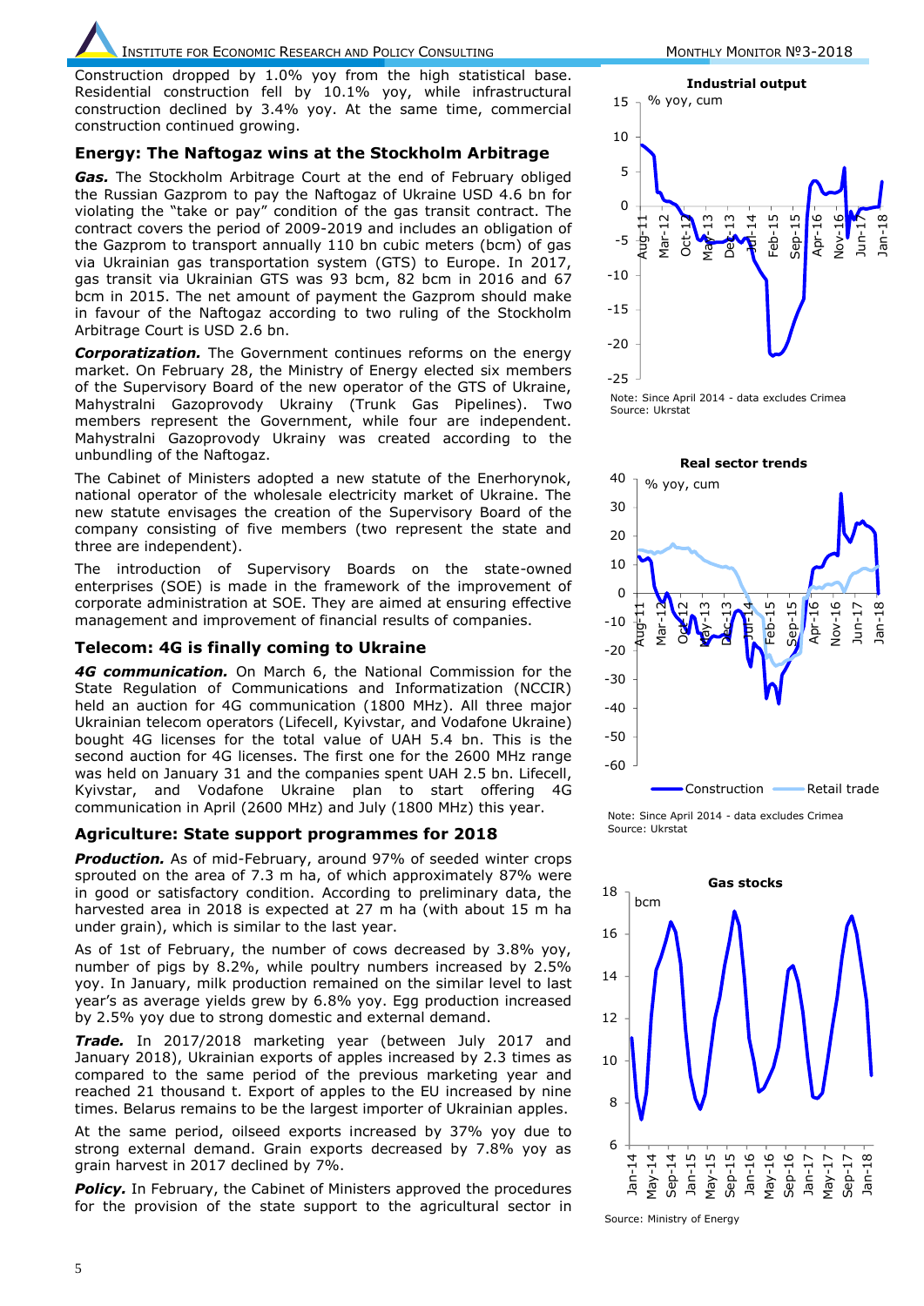Construction dropped by 1.0% yoy from the high statistical base. Residential construction fell by 10.1% yoy, while infrastructural construction declined by 3.4% yoy. At the same time, commercial construction continued growing.

## Energy: The Naftogaz wins at the Stockholm Arbitrage

***Gas.*** The Stockholm Arbitrage Court at the end of February obliged the Russian Gazprom to pay the Naftogaz of Ukraine USD 4.6 bn for violating the "take or pay" condition of the gas transit contract. The contract covers the period of 2009-2019 and includes an obligation of the Gazprom to transport annually 110 bn cubic meters (bcm) of gas via Ukrainian gas transportation system (GTS) to Europe. In 2017, gas transit via Ukrainian GTS was 93 bcm, 82 bcm in 2016 and 67 bcm in 2015. The net amount of payment the Gazprom should make in favour of the Naftogaz according to two ruling of the Stockholm Arbitrage Court is USD 2.6 bn.

***Corporatization.*** The Government continues reforms on the energy market. On February 28, the Ministry of Energy elected six members of the Supervisory Board of the new operator of the GTS of Ukraine, Mahystralni Gazoprovody Ukrainy (Trunk Gas Pipelines). Two members represent the Government, while four are independent. Mahystralni Gazoprovody Ukrainy was created according to the unbundling of the Naftogaz.

The Cabinet of Ministers adopted a new statute of the Enerhorynok, national operator of the wholesale electricity market of Ukraine. The new statute envisages the creation of the Supervisory Board of the company consisting of five members (two represent the state and three are independent).

The introduction of Supervisory Boards on the state-owned enterprises (SOE) is made in the framework of the improvement of corporate administration at SOE. They are aimed at ensuring effective management and improvement of financial results of companies.

## Telecom: 4G is finally coming to Ukraine

***4G communication.*** On March 6, the National Commission for the State Regulation of Communications and Informatization (NCCIR) held an auction for 4G communication (1800 MHz). All three major Ukrainian telecom operators (Lifecell, Kyivstar, and Vodafone Ukraine) bought 4G licenses for the total value of UAH 5.4 bn. This is the second auction for 4G licenses. The first one for the 2600 MHz range was held on January 31 and the companies spent UAH 2.5 bn. Lifecell, Kyivstar, and Vodafone Ukraine plan to start offering 4G communication in April (2600 MHz) and July (1800 MHz) this year.

## Agriculture: State support programmes for 2018

***Production.*** As of mid-February, around 97% of seeded winter crops sprouted on the area of 7.3 m ha, of which approximately 87% were in good or satisfactory condition. According to preliminary data, the harvested area in 2018 is expected at 27 m ha (with about 15 m ha under grain), which is similar to the last year.

As of 1st of February, the number of cows decreased by 3.8% yoy, number of pigs by 8.2%, while poultry numbers increased by 2.5% yoy. In January, milk production remained on the similar level to last year's as average yields grew by 6.8% yoy. Egg production increased by 2.5% yoy due to strong domestic and external demand.

***Trade.*** In 2017/2018 marketing year (between July 2017 and January 2018), Ukrainian exports of apples increased by 2.3 times as compared to the same period of the previous marketing year and reached 21 thousand t. Export of apples to the EU increased by nine times. Belarus remains to be the largest importer of Ukrainian apples.

At the same period, oilseed exports increased by 37% yoy due to strong external demand. Grain exports decreased by 7.8% yoy as grain harvest in 2017 declined by 7%.

***Policy.*** In February, the Cabinet of Ministers approved the procedures for the provision of the state support to the agricultural sector in

**Industrial output**

Note: Since April 2014 - data excludes Crimea
Source: Ukrstat

**Real sector trends**

Note: Since April 2014 - data excludes Crimea
Source: Ukrstat

**Gas stocks**

Source: Ministry of Energy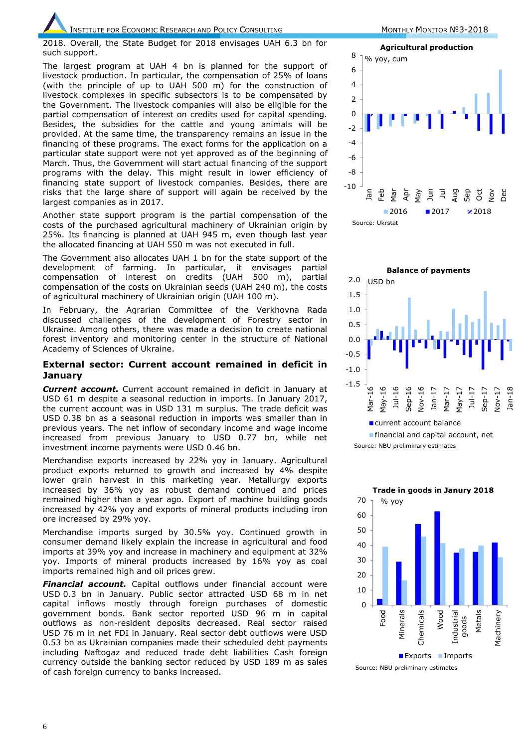2018. Overall, the State Budget for 2018 envisages UAH 6.3 bn for such support.

The largest program at UAH 4 bn is planned for the support of livestock production. In particular, the compensation of 25% of loans (with the principle of up to UAH 500 m) for the construction of livestock complexes in specific subsectors is to be compensated by the Government. The livestock companies will also be eligible for the partial compensation of interest on credits used for capital spending. Besides, the subsidies for the cattle and young animals will be provided. At the same time, the transparency remains an issue in the financing of these programs. The exact forms for the application on a particular state support were not yet approved as of the beginning of March. Thus, the Government will start actual financing of the support programs with the delay. This might result in lower efficiency of financing state support of livestock companies. Besides, there are risks that the large share of support will again be received by the largest companies as in 2017.

Another state support program is the partial compensation of the costs of the purchased agricultural machinery of Ukrainian origin by 25%. Its financing is planned at UAH 945 m, even though last year the allocated financing at UAH 550 m was not executed in full.

The Government also allocates UAH 1 bn for the state support of the development of farming. In particular, it envisages partial compensation of interest on credits (UAH 500 m), partial compensation of the costs on Ukrainian seeds (UAH 240 m), the costs of agricultural machinery of Ukrainian origin (UAH 100 m).

In February, the Agrarian Committee of the Verkhovna Rada discussed challenges of the development of Forestry sector in Ukraine. Among others, there was made a decision to create national forest inventory and monitoring center in the structure of National Academy of Sciences of Ukraine.

## External sector: Current account remained in deficit in January

***Current account.*** Current account remained in deficit in January at USD 61 m despite a seasonal reduction in imports. In January 2017, the current account was in USD 131 m surplus. The trade deficit was USD 0.38 bn as a seasonal reduction in imports was smaller than in previous years. The net inflow of secondary income and wage income increased from previous January to USD 0.77 bn, while net investment income payments were USD 0.46 bn.

Merchandise exports increased by 22% yoy in January. Agricultural product exports returned to growth and increased by 4% despite lower grain harvest in this marketing year. Metallurgy exports increased by 36% yoy as robust demand continued and prices remained higher than a year ago. Export of machine building goods increased by 42% yoy and exports of mineral products including iron ore increased by 29% yoy.

Merchandise imports surged by 30.5% yoy. Continued growth in consumer demand likely explain the increase in agricultural and food imports at 39% yoy and increase in machinery and equipment at 32% yoy. Imports of mineral products increased by 16% yoy as coal imports remained high and oil prices grew.

***Financial account.*** Capital outflows under financial account were USD 0.3 bn in January. Public sector attracted USD 68 m in net capital inflows mostly through foreign purchases of domestic government bonds. Bank sector reported USD 96 m in capital outflows as non-resident deposits decreased. Real sector raised USD 76 m in net FDI in January. Real sector debt outflows were USD 0.53 bn as Ukrainian companies made their scheduled debt payments including Naftogaz and reduced trade debt liabilities Cash foreign currency outside the banking sector reduced by USD 189 m as sales of cash foreign currency to banks increased.

**Agricultural production**

% yoy, cum

2016 | 2017 | 2018

Source: Ukrstat

**Balance of payments**

USD bn

current account balance | financial and capital account, net

Source: NBU preliminary estimates

**Trade in goods in Janury 2018**

% yoy

| | Food | Minerals | Chemicals | Wood | Industrial goods | Metals | Machinery |
|---|---|---|---|---|---|---|---|
| Exports | 4 | 29 | 54 | 63 | 35 | 36 | 42 |
| Imports | 39 | 16 | 46 | 41 | 38 | 40 | 32 |

Source: NBU preliminary estimates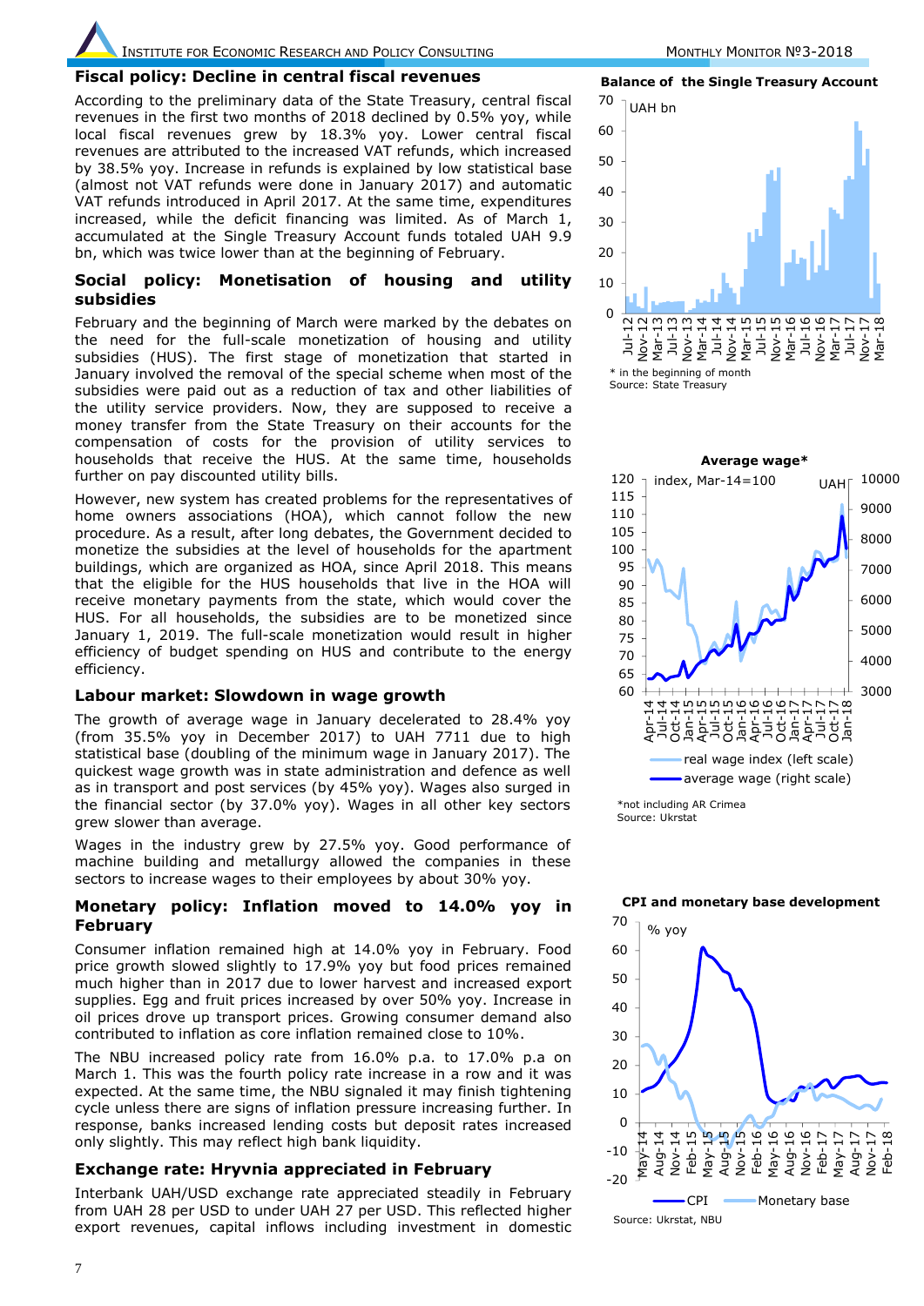## Fiscal policy: Decline in central fiscal revenues

According to the preliminary data of the State Treasury, central fiscal revenues in the first two months of 2018 declined by 0.5% yoy, while local fiscal revenues grew by 18.3% yoy. Lower central fiscal revenues are attributed to the increased VAT refunds, which increased by 38.5% yoy. Increase in refunds is explained by low statistical base (almost not VAT refunds were done in January 2017) and automatic VAT refunds introduced in April 2017. At the same time, expenditures increased, while the deficit financing was limited. As of March 1, accumulated at the Single Treasury Account funds totaled UAH 9.9 bn, which was twice lower than at the beginning of February.

## Social policy: Monetisation of housing and utility subsidies

February and the beginning of March were marked by the debates on the need for the full-scale monetization of housing and utility subsidies (HUS). The first stage of monetization that started in January involved the removal of the special scheme when most of the subsidies were paid out as a reduction of tax and other liabilities of the utility service providers. Now, they are supposed to receive a money transfer from the State Treasury on their accounts for the compensation of costs for the provision of utility services to households that receive the HUS. At the same time, households further on pay discounted utility bills.

However, new system has created problems for the representatives of home owners associations (HOA), which cannot follow the new procedure. As a result, after long debates, the Government decided to monetize the subsidies at the level of households for the apartment buildings, which are organized as HOA, since April 2018. This means that the eligible for the HUS households that live in the HOA will receive monetary payments from the state, which would cover the HUS. For all households, the subsidies are to be monetized since January 1, 2019. The full-scale monetization would result in higher efficiency of budget spending on HUS and contribute to the energy efficiency.

## Labour market: Slowdown in wage growth

The growth of average wage in January decelerated to 28.4% yoy (from 35.5% yoy in December 2017) to UAH 7711 due to high statistical base (doubling of the minimum wage in January 2017). The quickest wage growth was in state administration and defence as well as in transport and post services (by 45% yoy). Wages also surged in the financial sector (by 37.0% yoy). Wages in all other key sectors grew slower than average.

Wages in the industry grew by 27.5% yoy. Good performance of machine building and metallurgy allowed the companies in these sectors to increase wages to their employees by about 30% yoy.

## Monetary policy: Inflation moved to 14.0% yoy in February

Consumer inflation remained high at 14.0% yoy in February. Food price growth slowed slightly to 17.9% yoy but food prices remained much higher than in 2017 due to lower harvest and increased export supplies. Egg and fruit prices increased by over 50% yoy. Increase in oil prices drove up transport prices. Growing consumer demand also contributed to inflation as core inflation remained close to 10%.

The NBU increased policy rate from 16.0% p.a. to 17.0% p.a on March 1. This was the fourth policy rate increase in a row and it was expected. At the same time, the NBU signaled it may finish tightening cycle unless there are signs of inflation pressure increasing further. In response, banks increased lending costs but deposit rates increased only slightly. This may reflect high bank liquidity.

## Exchange rate: Hryvnia appreciated in February

Interbank UAH/USD exchange rate appreciated steadily in February from UAH 28 per USD to under UAH 27 per USD. This reflected higher export revenues, capital inflows including investment in domestic

**Balance of the Single Treasury Account**

UAH bn

\* in the beginning of month
Source: State Treasury

**Average wage\***

\*not including AR Crimea
Source: Ukrstat

**CPI and monetary base development**

Source: Ukrstat, NBU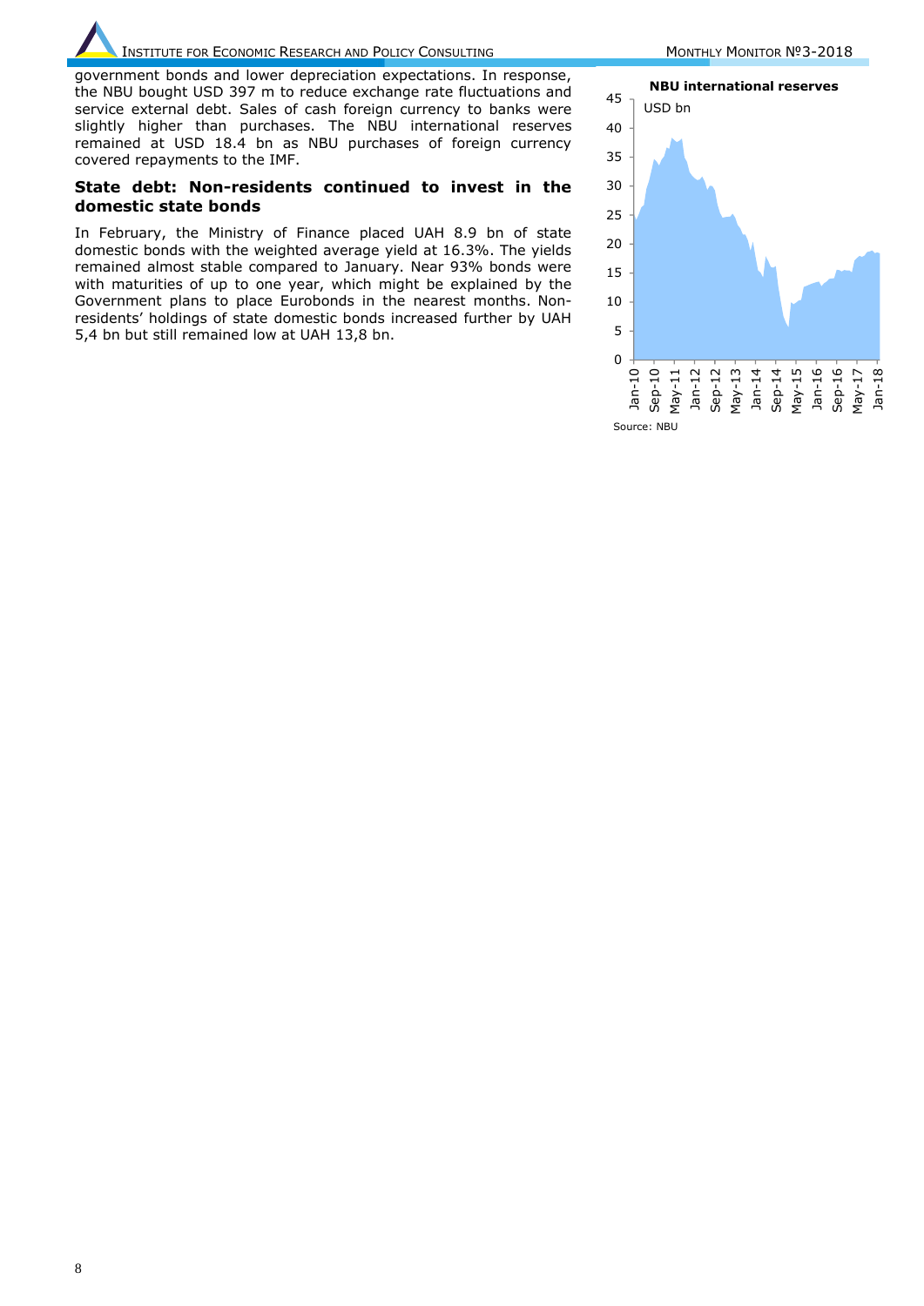government bonds and lower depreciation expectations. In response, the NBU bought USD 397 m to reduce exchange rate fluctuations and service external debt. Sales of cash foreign currency to banks were slightly higher than purchases. The NBU international reserves remained at USD 18.4 bn as NBU purchases of foreign currency covered repayments to the IMF.

## State debt: Non-residents continued to invest in the domestic state bonds

In February, the Ministry of Finance placed UAH 8.9 bn of state domestic bonds with the weighted average yield at 16.3%. The yields remained almost stable compared to January. Near 93% bonds were with maturities of up to one year, which might be explained by the Government plans to place Eurobonds in the nearest months. Non-residents' holdings of state domestic bonds increased further by UAH 5,4 bn but still remained low at UAH 13,8 bn.

**NBU international reserves**

USD bn

Source: NBU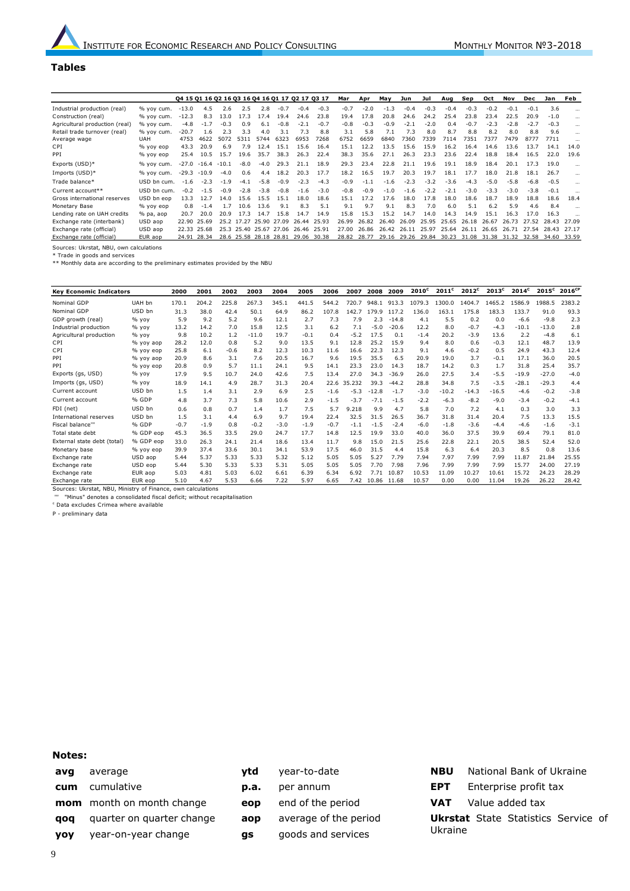## Tables

| | | Q4 15 | Q1 16 | Q2 16 | Q3 16 | Q4 16 | Q1 17 | Q2 17 | Q3 17 | Mar | Apr | May | Jun | Jul | Aug | Sep | Oct | Nov | Dec | Jan | Feb |
|---|---|---|---|---|---|---|---|---|---|---|---|---|---|---|---|---|---|---|---|---|---|
| Industrial production (real) | % yoy cum. | -13.0 | 4.5 | 2.6 | 2.5 | 2.8 | -0.7 | -0.4 | -0.3 | -0.7 | -2.0 | -1.3 | -0.4 | -0.3 | -0.4 | -0.3 | -0.2 | -0.1 | -0.1 | 3.6 | ... |
| Construction (real) | % yoy cum. | -12.3 | 8.3 | 13.0 | 17.3 | 17.4 | 19.4 | 24.6 | 23.8 | 19.4 | 17.8 | 20.8 | 24.6 | 24.2 | 25.4 | 23.8 | 23.4 | 22.5 | 20.9 | -1.0 | ... |
| Agricultural production (real) | % yoy cum. | -4.8 | -1.7 | -0.3 | 0.9 | 6.1 | -0.8 | -2.1 | -0.7 | -0.8 | -0.3 | -0.9 | -2.1 | -2.0 | 0.4 | -0.7 | -2.3 | -2.8 | -2.7 | -0.3 | ... |
| Retail trade turnover (real) | % yoy cum. | -20.7 | 1.6 | 2.3 | 3.3 | 4.0 | 3.1 | 7.3 | 8.8 | 3.1 | 5.8 | 7.1 | 7.3 | 8.0 | 8.7 | 8.8 | 8.2 | 8.0 | 8.8 | 9.6 | ... |
| Average wage | UAH | 4753 | 4622 | 5072 | 5311 | 5744 | 6323 | 6953 | 7268 | 6752 | 6659 | 6840 | 7360 | 7339 | 7114 | 7351 | 7377 | 7479 | 8777 | 7711 | ... |
| CPI | % yoy eop | 43.3 | 20.9 | 6.9 | 7.9 | 12.4 | 15.1 | 15.6 | 16.4 | 15.1 | 12.2 | 13.5 | 15.6 | 15.9 | 16.2 | 16.4 | 14.6 | 13.6 | 13.7 | 14.1 | 14.0 |
| PPI | % yoy eop | 25.4 | 10.5 | 15.7 | 19.6 | 35.7 | 38.3 | 26.3 | 22.4 | 38.3 | 35.6 | 27.1 | 26.3 | 23.3 | 23.6 | 22.4 | 18.8 | 18.4 | 16.5 | 22.0 | 19.6 |
| Exports (USD)* | % yoy cum. | -27.0 | -16.4 | -10.1 | -8.0 | -4.0 | 29.3 | 21.1 | 18.9 | 29.3 | 23.4 | 22.8 | 21.1 | 19.6 | 19.1 | 18.9 | 18.4 | 20.1 | 17.3 | 19.0 | ... |
| Imports (USD)* | % yoy cum. | -29.3 | -10.9 | -4.0 | 0.6 | 4.4 | 18.2 | 20.3 | 17.7 | 18.2 | 16.5 | 19.7 | 20.3 | 19.7 | 18.1 | 17.7 | 18.0 | 21.8 | 18.1 | 26.7 | ... |
| Trade balance* | USD bn cum. | -1.6 | -2.3 | -1.9 | -4.1 | -5.8 | -0.9 | -2.3 | -4.3 | -0.9 | -1.1 | -1.6 | -2.3 | -3.2 | -3.6 | -4.3 | -5.0 | -5.8 | -6.8 | -0.5 | ... |
| Current account** | USD bn cum. | -0.2 | -1.5 | -0.9 | -2.8 | -3.8 | -0.8 | -1.6 | -3.0 | -0.8 | -0.9 | -1.0 | -1.6 | -2.2 | -2.1 | -3.0 | -3.3 | -3.0 | -3.8 | -0.1 | ... |
| Gross international reserves | USD bn eop | 13.3 | 12.7 | 14.0 | 15.6 | 15.5 | 15.1 | 18.0 | 18.6 | 15.1 | 17.2 | 17.6 | 18.0 | 17.8 | 18.0 | 18.6 | 18.7 | 18.9 | 18.8 | 18.6 | 18.4 |
| Monetary Base | % yoy eop | 0.8 | -1.4 | 1.7 | 10.6 | 13.6 | 9.1 | 8.3 | 5.1 | 9.1 | 9.7 | 9.1 | 8.3 | 7.0 | 6.0 | 5.1 | 6.2 | 5.9 | 4.6 | 8.4 | ... |
| Lending rate on UAH credits | % pa, aop | 20.7 | 20.0 | 20.9 | 17.3 | 14.7 | 15.8 | 14.7 | 14.9 | 15.8 | 15.3 | 15.2 | 14.7 | 14.0 | 14.3 | 14.9 | 15.1 | 16.3 | 17.0 | 16.3 | ... |
| Exchange rate (interbank) | USD aop | 22.90 | 25.69 | 25.2 | 17.27 | 25.90 | 27.09 | 26.44 | 25.93 | 26.99 | 26.82 | 26.40 | 26.09 | 25.95 | 25.65 | 26.18 | 26.67 | 26.73 | 27.52 | 28.43 | 27.09 |
| Exchange rate (official) | USD aop | 22.33 | 25.68 | 25.3 | 25.40 | 25.67 | 27.06 | 26.46 | 25.91 | 27.00 | 26.86 | 26.42 | 26.11 | 25.97 | 25.64 | 26.11 | 26.65 | 26.71 | 27.54 | 28.43 | 27.17 |
| Exchange rate (official) | EUR aop | 24.91 | 28.34 | 28.6 | 25.58 | 28.18 | 28.81 | 29.06 | 30.38 | 28.82 | 28.77 | 29.16 | 29.26 | 29.84 | 30.23 | 31.08 | 31.38 | 31.32 | 32.58 | 34.60 | 33.59 |

Sources: Ukrstat, NBU, own calculations

\* Trade in goods and services

\*\* Monthly data are according to the preliminary estimates provided by the NBU

| Key Economic Indicators | | 2000 | 2001 | 2002 | 2003 | 2004 | 2005 | 2006 | 2007 | 2008 | 2009 | 2010[c] | 2011[c] | 2012[c] | 2013[c] | 2014[c] | 2015[c] | 2016[cP] |
|---|---|---|---|---|---|---|---|---|---|---|---|---|---|---|---|---|---|---|
| Nominal GDP | UAH bn | 170.1 | 204.2 | 225.8 | 267.3 | 345.1 | 441.5 | 544.2 | 720.7 | 948.1 | 913.3 | 1079.3 | 1300.0 | 1404.7 | 1465.2 | 1586.9 | 1988.5 | 2383.2 |
| Nominal GDP | USD bn | 31.3 | 38.0 | 42.4 | 50.1 | 64.9 | 86.2 | 107.8 | 142.7 | 179.9 | 117.2 | 136.0 | 163.1 | 175.8 | 183.3 | 133.7 | 91.0 | 93.3 |
| GDP growth (real) | % yoy | 5.9 | 9.2 | 5.2 | 9.6 | 12.1 | 2.7 | 7.3 | 7.9 | 2.3 | -14.8 | 4.1 | 5.5 | 0.2 | 0.0 | -6.6 | -9.8 | 2.3 |
| Industrial production | % yoy | 13.2 | 14.2 | 7.0 | 15.8 | 12.5 | 3.1 | 6.2 | 7.1 | -5.0 | -20.6 | 12.2 | 8.0 | -0.7 | -4.3 | -10.1 | -13.0 | 2.8 |
| Agricultural production | % yoy | 9.8 | 10.2 | 1.2 | -11.0 | 19.7 | -0.1 | 0.4 | -5.2 | 17.5 | 0.1 | -1.4 | 20.2 | -3.9 | 13.6 | 2.2 | -4.8 | 6.1 |
| CPI | % yoy aop | 28.2 | 12.0 | 0.8 | 5.2 | 9.0 | 13.5 | 9.1 | 12.8 | 25.2 | 15.9 | 9.4 | 8.0 | 0.6 | -0.3 | 12.1 | 48.7 | 13.9 |
| CPI | % yoy eop | 25.8 | 6.1 | -0.6 | 8.2 | 12.3 | 10.3 | 11.6 | 16.6 | 22.3 | 12.3 | 9.1 | 4.6 | -0.2 | 0.5 | 24.9 | 43.3 | 12.4 |
| PPI | % yoy aop | 20.9 | 8.6 | 3.1 | 7.6 | 20.5 | 16.7 | 9.6 | 19.5 | 35.5 | 6.5 | 20.9 | 19.0 | 3.7 | -0.1 | 17.1 | 36.0 | 20.5 |
| PPI | % yoy eop | 20.8 | 0.9 | 5.7 | 11.1 | 24.1 | 9.5 | 14.1 | 23.3 | 23.0 | 14.3 | 18.7 | 14.2 | 0.3 | 1.7 | 31.8 | 25.4 | 35.7 |
| Exports (gs, USD) | % yoy | 17.9 | 9.5 | 10.7 | 24.0 | 42.6 | 7.5 | 13.4 | 27.0 | 34.3 | -36.9 | 26.0 | 27.5 | 3.4 | -5.5 | -19.9 | -27.0 | -4.0 |
| Imports (gs, USD) | % yoy | 18.9 | 14.1 | 4.9 | 28.7 | 31.3 | 20.4 | 22.6 | 35.232 | 39.3 | -44.2 | 28.8 | 34.8 | 7.5 | -3.5 | -28.1 | -29.3 | 4.4 |
| Current account | USD bn | 1.5 | 1.4 | 3.1 | 2.9 | 6.9 | 2.5 | -1.6 | -5.3 | -12.8 | -1.7 | -3.0 | -10.2 | -14.3 | -16.5 | -4.6 | -0.2 | -3.8 |
| Current account | % GDP | 4.8 | 3.7 | 7.3 | 5.8 | 10.6 | 2.9 | -1.5 | -3.7 | -7.1 | -1.5 | -2.2 | -6.3 | -8.2 | -9.0 | -3.4 | -0.2 | -4.1 |
| FDI (net) | USD bn | 0.6 | 0.8 | 0.7 | 1.4 | 1.7 | 7.5 | 5.7 | 9.218 | 9.9 | 4.7 | 5.8 | 7.0 | 7.2 | 4.1 | 0.3 | 3.0 | 3.3 |
| International reserves | USD bn | 1.5 | 3.1 | 4.4 | 6.9 | 9.7 | 19.4 | 22.4 | 32.5 | 31.5 | 26.5 | 36.7 | 31.8 | 31.4 | 20.4 | 7.5 | 13.3 | 15.5 |
| Fiscal balance''' | % GDP | -0.7 | -1.9 | 0.8 | -0.2 | -3.0 | -1.9 | -0.7 | -1.1 | -1.5 | -2.4 | -6.0 | -1.8 | -3.6 | -4.4 | -4.6 | -1.6 | -3.1 |
| Total state debt | % GDP eop | 45.3 | 36.5 | 33.5 | 29.0 | 24.7 | 17.7 | 14.8 | 12.5 | 19.9 | 33.0 | 40.0 | 36.0 | 37.5 | 39.9 | 69.4 | 79.1 | 81.0 |
| External state debt (total) | % GDP eop | 33.0 | 26.3 | 24.1 | 21.4 | 18.6 | 13.4 | 11.7 | 9.8 | 15.0 | 21.5 | 25.6 | 22.8 | 22.1 | 20.5 | 38.5 | 52.4 | 52.0 |
| Monetary base | % yoy eop | 39.9 | 37.4 | 33.6 | 30.1 | 34.1 | 53.9 | 17.5 | 46.0 | 31.5 | 4.4 | 15.8 | 6.3 | 6.4 | 20.3 | 8.5 | 0.8 | 13.6 |
| Exchange rate | USD aop | 5.44 | 5.37 | 5.33 | 5.33 | 5.32 | 5.12 | 5.05 | 5.05 | 5.27 | 7.79 | 7.94 | 7.97 | 7.99 | 7.99 | 11.87 | 21.84 | 25.55 |
| Exchange rate | USD eop | 5.44 | 5.30 | 5.33 | 5.33 | 5.31 | 5.05 | 5.05 | 5.05 | 7.70 | 7.98 | 7.96 | 7.99 | 7.99 | 7.99 | 15.77 | 24.00 | 27.19 |
| Exchange rate | EUR aop | 5.03 | 4.81 | 5.03 | 6.02 | 6.61 | 6.39 | 6.34 | 6.92 | 7.71 | 10.87 | 10.53 | 11.09 | 10.27 | 10.61 | 15.72 | 24.23 | 28.29 |
| Exchange rate | EUR eop | 5.10 | 4.67 | 5.53 | 6.66 | 7.22 | 5.97 | 6.65 | 7.42 | 10.86 | 11.68 | 10.57 | 0.00 | 0.00 | 11.04 | 19.26 | 26.22 | 28.42 |

Sources: Ukrstat, NBU, Ministry of Finance, own calculations

''' "Minus" denotes a consolidated fiscal deficit; without recapitalisation

[c] Data excludes Crimea where available

P - preliminary data

**Notes:**

**avg** average

**cum** cumulative

**mom** month on month change

**qoq** quarter on quarter change

**yoy** year-on-year change

**ytd** year-to-date

**p.a.** per annum

**eop** end of the period

**aop** average of the period

**gs** goods and services

**NBU** National Bank of Ukraine

**EPT** Enterprise profit tax

**VAT** Value added tax

**Ukrstat** State Statistics Service of Ukraine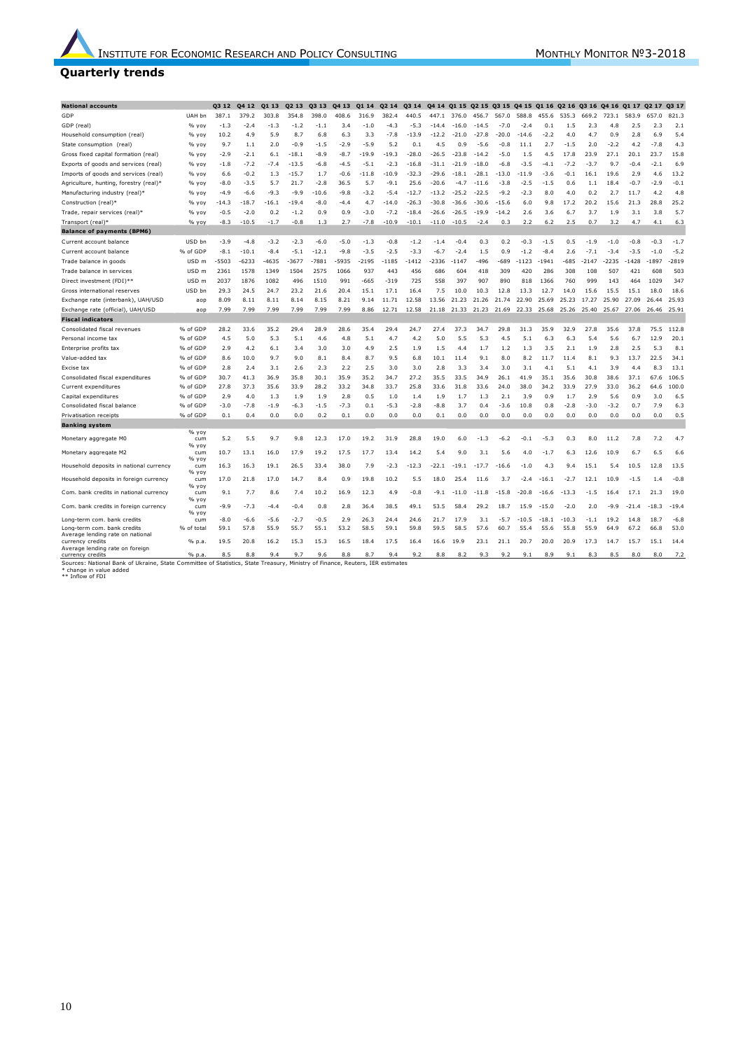## Quarterly trends

| National accounts | | Q3 12 | Q4 12 | Q1 13 | Q2 13 | Q3 13 | Q4 13 | Q1 14 | Q2 14 | Q3 14 | Q4 14 | Q1 15 | Q2 15 | Q3 15 | Q4 15 | Q1 16 | Q2 16 | Q3 16 | Q4 16 | Q1 17 | Q2 17 | Q3 17 |
|---|---|---|---|---|---|---|---|---|---|---|---|---|---|---|---|---|---|---|---|---|---|---|
| GDP | UAH bn | 387.1 | 379.2 | 303.8 | 354.8 | 398.0 | 408.6 | 316.9 | 382.4 | 440.5 | 447.1 | 376.0 | 456.7 | 567.0 | 588.8 | 455.6 | 535.3 | 669.2 | 723.1 | 583.9 | 657.0 | 821.3 |
| GDP (real) | % yoy | -1.3 | -2.4 | -1.3 | -1.2 | -1.1 | 3.4 | -1.0 | -4.3 | -5.3 | -14.4 | -16.0 | -14.5 | -7.0 | -2.4 | 0.1 | 1.5 | 2.3 | 4.8 | 2.5 | 2.3 | 2.1 |
| Household consumption (real) | % yoy | 10.2 | 4.9 | 5.9 | 8.7 | 6.8 | 6.3 | 3.3 | -7.8 | -13.9 | -12.2 | -21.0 | -27.8 | -20.0 | -14.6 | -2.2 | 4.0 | 4.7 | 0.9 | 2.8 | 6.9 | 5.4 |
| State consumption (real) | % yoy | 9.7 | 1.1 | 2.0 | -0.9 | -1.5 | -2.9 | -5.9 | 5.2 | 0.1 | 4.5 | 0.9 | -5.6 | -0.8 | 11.1 | 2.7 | -1.5 | 2.0 | -2.2 | 4.2 | -7.8 | 4.3 |
| Gross fixed capital formation (real) | % yoy | -2.9 | -2.1 | 6.1 | -18.1 | -8.9 | -8.7 | -19.9 | -19.3 | -28.0 | -26.5 | -23.8 | -14.2 | -5.0 | 1.5 | 4.5 | 17.8 | 23.9 | 27.1 | 20.1 | 23.7 | 15.8 |
| Exports of goods and services (real) | % yoy | -1.8 | -7.2 | -7.4 | -13.5 | -6.8 | -4.5 | -5.1 | -2.3 | -16.8 | -31.1 | -21.9 | -18.0 | -6.8 | -3.5 | -4.1 | -7.2 | -3.7 | 9.7 | -0.4 | -2.1 | 6.9 |
| Imports of goods and services (real) | % yoy | 6.6 | -0.2 | 1.3 | -15.7 | 1.7 | -0.6 | -11.8 | -10.9 | -32.3 | -29.6 | -18.1 | -28.1 | -13.0 | -11.9 | -3.6 | -0.1 | 16.1 | 19.6 | 2.9 | 4.6 | 13.2 |
| Agriculture, hunting, forestry (real)* | % yoy | -8.0 | -3.5 | 5.7 | 21.7 | -2.8 | 36.5 | 5.7 | -9.1 | 25.6 | -20.6 | -4.7 | -11.6 | -3.8 | -2.5 | -1.5 | 0.6 | 1.1 | 18.4 | -0.7 | -2.9 | -0.1 |
| Manufacturing industry (real)* | % yoy | -4.9 | -6.6 | -9.3 | -9.9 | -10.6 | -9.8 | -3.2 | -5.4 | -12.7 | -13.2 | -25.2 | -22.5 | -9.2 | -2.3 | 8.0 | 4.0 | 0.2 | 2.7 | 11.7 | 4.2 | 4.8 |
| Construction (real)* | % yoy | -14.3 | -18.7 | -16.1 | -19.4 | -8.0 | -4.4 | 4.7 | -14.0 | -26.3 | -30.8 | -36.6 | -30.6 | -15.6 | 6.0 | 9.8 | 17.2 | 20.2 | 15.6 | 21.3 | 28.8 | 25.2 |
| Trade, repair services (real)* | % yoy | -0.5 | -2.0 | 0.2 | -1.2 | 0.9 | 0.9 | -3.0 | -7.2 | -18.4 | -26.6 | -26.5 | -19.9 | -14.2 | 2.6 | 3.6 | 6.7 | 3.7 | 1.9 | 3.1 | 3.8 | 5.7 |
| Transport (real)* | % yoy | -8.3 | -10.5 | -1.7 | -0.8 | 1.3 | 2.7 | -7.8 | -10.9 | -10.1 | -11.0 | -10.5 | -2.4 | 0.3 | 2.2 | 6.2 | 2.5 | 0.7 | 3.2 | 4.7 | 4.1 | 6.3 |
| **Balance of payments (BPM6)** | | | | | | | | | | | | | | | | | | | | | | |
| Current account balance | USD bn | -3.9 | -4.8 | -3.2 | -2.3 | -6.0 | -5.0 | -1.3 | -0.8 | -1.2 | -1.4 | -0.4 | 0.3 | 0.2 | -0.3 | -1.5 | 0.5 | -1.9 | -1.0 | -0.8 | -0.3 | -1.7 |
| Current account balance | % of GDP | -8.1 | -10.1 | -8.4 | -5.1 | -12.1 | -9.8 | -3.5 | -2.5 | -3.3 | -6.7 | -2.4 | 1.5 | 0.9 | -1.2 | -8.4 | 2.6 | -7.1 | -3.4 | -3.5 | -1.0 | -5.2 |
| Trade balance in goods | USD m | -5503 | -6233 | -4635 | -3677 | -7881 | -5935 | -2195 | -1185 | -1412 | -2336 | -1147 | -496 | -689 | -1123 | -1941 | -685 | -2147 | -2235 | -1428 | -1897 | -2819 |
| Trade balance in services | USD m | 2361 | 1578 | 1349 | 1504 | 2575 | 1066 | 937 | 443 | 456 | 686 | 604 | 418 | 309 | 420 | 286 | 308 | 108 | 507 | 421 | 608 | 503 |
| Direct investment (FDI)** | USD m | 2037 | 1876 | 1082 | 496 | 1510 | 991 | -665 | -319 | 725 | 558 | 397 | 907 | 890 | 818 | 1366 | 760 | 999 | 143 | 464 | 1029 | 347 |
| Gross international reserves | USD bn | 29.3 | 24.5 | 24.7 | 23.2 | 21.6 | 20.4 | 15.1 | 17.1 | 16.4 | 7.5 | 10.0 | 10.3 | 12.8 | 13.3 | 12.7 | 14.0 | 15.6 | 15.5 | 15.1 | 18.0 | 18.6 |
| Exchange rate (interbank), UAH/USD | aop | 8.09 | 8.11 | 8.11 | 8.14 | 8.15 | 8.21 | 9.14 | 11.71 | 12.58 | 13.56 | 21.23 | 21.26 | 21.74 | 22.90 | 25.69 | 25.23 | 17.27 | 25.90 | 27.09 | 26.44 | 25.93 |
| Exchange rate (official), UAH/USD | aop | 7.99 | 7.99 | 7.99 | 7.99 | 7.99 | 7.99 | 8.86 | 12.71 | 12.58 | 21.18 | 21.33 | 21.23 | 21.69 | 22.33 | 25.68 | 25.26 | 25.40 | 25.67 | 27.06 | 26.46 | 25.91 |
| **Fiscal indicators** | | | | | | | | | | | | | | | | | | | | | | |
| Consolidated fiscal revenues | % of GDP | 28.2 | 33.6 | 35.2 | 29.4 | 28.9 | 28.6 | 35.4 | 29.4 | 24.7 | 27.4 | 37.3 | 34.7 | 29.8 | 31.3 | 35.9 | 32.9 | 27.8 | 35.6 | 37.8 | 75.5 | 112.8 |
| Personal income tax | % of GDP | 4.5 | 5.0 | 5.3 | 5.1 | 4.6 | 4.8 | 5.1 | 4.7 | 4.2 | 5.0 | 5.5 | 5.3 | 4.5 | 5.1 | 6.3 | 6.3 | 5.4 | 5.6 | 6.7 | 12.9 | 20.1 |
| Enterprise profits tax | % of GDP | 2.9 | 4.2 | 6.1 | 3.4 | 3.0 | 3.0 | 4.9 | 2.5 | 1.9 | 1.5 | 4.4 | 1.7 | 1.2 | 1.3 | 3.5 | 2.1 | 1.9 | 2.8 | 2.5 | 5.3 | 8.1 |
| Value-added tax | % of GDP | 8.6 | 10.0 | 9.7 | 9.0 | 8.1 | 8.4 | 8.7 | 9.5 | 6.8 | 10.1 | 11.4 | 9.1 | 8.0 | 8.2 | 11.7 | 11.4 | 8.1 | 9.3 | 13.7 | 22.5 | 34.1 |
| Excise tax | % of GDP | 2.8 | 2.4 | 3.1 | 2.6 | 2.3 | 2.2 | 2.5 | 3.0 | 3.0 | 2.8 | 3.3 | 3.4 | 3.0 | 3.1 | 4.1 | 5.1 | 4.1 | 3.9 | 4.4 | 8.3 | 13.1 |
| Consolidated fiscal expenditures | % of GDP | 30.7 | 41.3 | 36.9 | 35.8 | 30.1 | 35.9 | 35.2 | 34.7 | 27.2 | 35.5 | 33.5 | 34.9 | 26.1 | 41.9 | 35.1 | 35.6 | 30.8 | 38.6 | 37.1 | 67.6 | 106.5 |
| Current expenditures | % of GDP | 27.8 | 37.3 | 35.6 | 33.9 | 28.2 | 33.2 | 34.8 | 33.7 | 25.8 | 33.6 | 31.8 | 33.6 | 24.0 | 38.0 | 34.2 | 33.9 | 27.9 | 33.0 | 36.2 | 64.6 | 100.0 |
| Capital expenditures | % of GDP | 2.9 | 4.0 | 1.3 | 1.9 | 1.9 | 2.8 | 0.5 | 1.0 | 1.4 | 1.9 | 1.7 | 1.3 | 2.1 | 3.9 | 0.9 | 1.7 | 2.9 | 5.6 | 0.9 | 3.0 | 6.5 |
| Consolidated fiscal balance | % of GDP | -3.0 | -7.8 | -1.9 | -6.3 | -1.5 | -7.3 | 0.1 | -5.3 | -2.8 | -8.8 | 3.7 | 0.4 | -3.6 | 10.8 | 0.8 | -2.8 | -3.0 | -3.2 | 0.7 | 7.9 | 6.3 |
| Privatisation receipts | % of GDP | 0.1 | 0.4 | 0.0 | 0.0 | 0.2 | 0.1 | 0.0 | 0.0 | 0.0 | 0.1 | 0.0 | 0.0 | 0.0 | 0.0 | 0.0 | 0.0 | 0.0 | 0.0 | 0.0 | 0.0 | 0.5 |
| **Banking system** | | | | | | | | | | | | | | | | | | | | | | |
| Monetary aggregate M0 | % yoy cum | 5.2 | 5.5 | 9.7 | 9.8 | 12.3 | 17.0 | 19.2 | 31.9 | 28.8 | 19.0 | 6.0 | -1.3 | -6.2 | -0.1 | -5.3 | 0.3 | 8.0 | 11.2 | 7.8 | 7.2 | 4.7 |
| Monetary aggregate M2 | % yoy cum | 10.7 | 13.1 | 16.0 | 17.9 | 19.2 | 17.5 | 17.7 | 13.4 | 14.2 | 5.4 | 9.0 | 3.1 | 5.6 | 4.0 | -1.7 | 6.3 | 12.6 | 10.9 | 6.7 | 6.5 | 6.6 |
| Household deposits in national currency | % yoy cum | 16.3 | 16.3 | 19.1 | 26.5 | 33.4 | 38.0 | 7.9 | -2.3 | -12.3 | -22.1 | -19.1 | -17.7 | -16.6 | -1.0 | 4.3 | 9.4 | 15.1 | 5.4 | 10.5 | 12.8 | 13.5 |
| Household deposits in foreign currency | % yoy cum | 17.0 | 21.8 | 17.0 | 14.7 | 8.4 | 0.9 | 19.8 | 10.2 | 5.5 | 18.0 | 25.4 | 11.6 | 3.7 | -2.4 | -16.1 | -2.7 | 12.1 | 10.9 | -1.5 | 1.4 | -0.8 |
| Com. bank credits in national currency | % yoy cum | 9.1 | 7.7 | 8.6 | 7.4 | 10.2 | 16.9 | 12.3 | 4.9 | -0.8 | -9.1 | -11.0 | -11.8 | -15.8 | -20.8 | -16.6 | -13.3 | -1.5 | 16.4 | 17.1 | 21.3 | 19.0 |
| Com. bank credits in foreign currency | % yoy cum | -9.9 | -7.3 | -4.4 | -0.4 | 0.8 | 2.8 | 36.4 | 38.5 | 49.1 | 53.5 | 58.4 | 29.2 | 18.7 | 15.9 | -15.0 | -2.0 | 2.0 | -9.9 | -21.4 | -18.3 | -19.4 |
| Long-term com. bank credits | % yoy cum | -8.0 | -6.6 | -5.6 | -2.7 | -0.5 | 2.9 | 26.3 | 24.4 | 24.6 | 21.7 | 17.9 | 3.1 | -5.7 | -10.5 | -18.1 | -10.3 | -1.1 | 19.2 | 14.8 | 18.7 | -6.8 |
| Long-term com. bank credits | % of total | 59.1 | 57.8 | 55.9 | 55.7 | 55.1 | 53.2 | 58.5 | 59.1 | 59.8 | 59.5 | 58.5 | 57.6 | 60.7 | 55.4 | 55.6 | 55.8 | 55.9 | 64.9 | 67.2 | 66.8 | 53.0 |
| Average lending rate on national currency credits | % p.a. | 19.5 | 20.8 | 16.2 | 15.3 | 15.3 | 16.5 | 18.4 | 17.5 | 16.4 | 16.6 | 19.9 | 23.1 | 21.1 | 20.7 | 20.0 | 20.9 | 17.3 | 14.7 | 15.7 | 15.1 | 14.4 |
| Average lending rate on foreign currency credits | % p.a. | 8.5 | 8.8 | 9.4 | 9.7 | 9.6 | 8.8 | 8.7 | 9.4 | 9.2 | 8.8 | 8.2 | 9.3 | 9.2 | 9.1 | 8.9 | 9.1 | 8.3 | 8.5 | 8.0 | 8.0 | 7.2 |

Sources: National Bank of Ukraine, State Committee of Statistics, State Treasury, Ministry of Finance, Reuters, IER estimates

\* change in value added

\*\* Inflow of FDI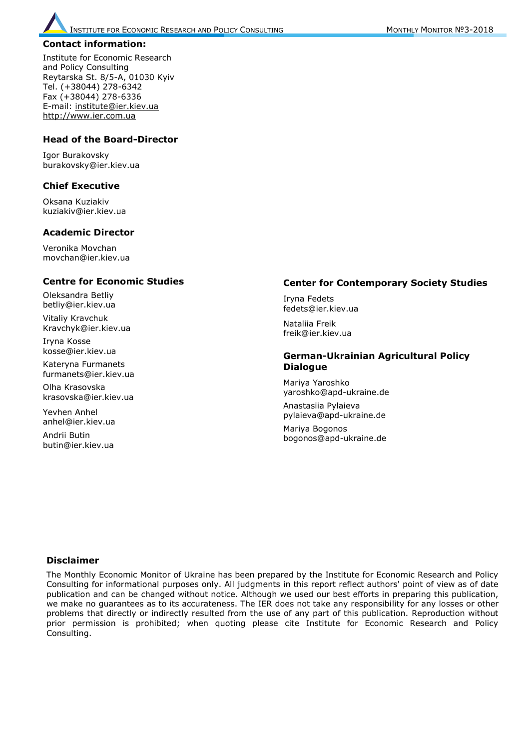**Contact information:**

Institute for Economic Research
and Policy Consulting
Reytarska St. 8/5-A, 01030 Kyiv
Tel. (+38044) 278-6342
Fax (+38044) 278-6336
E-mail: institute@ier.kiev.ua
http://www.ier.com.ua

## Head of the Board-Director

Igor Burakovsky
burakovsky@ier.kiev.ua

## Chief Executive

Oksana Kuziakiv
kuziakiv@ier.kiev.ua

## Academic Director

Veronika Movchan
movchan@ier.kiev.ua

## Centre for Economic Studies

Oleksandra Betliy
betliy@ier.kiev.ua

Vitaliy Kravchuk
Kravchyk@ier.kiev.ua

Iryna Kosse
kosse@ier.kiev.ua

Kateryna Furmanets
furmanets@ier.kiev.ua

Olha Krasovska
krasovska@ier.kiev.ua

Yevhen Anhel
anhel@ier.kiev.ua

Andrii Butin
butin@ier.kiev.ua

## Center for Contemporary Society Studies

Iryna Fedets
fedets@ier.kiev.ua

Nataliia Freik
freik@ier.kiev.ua

## German-Ukrainian Agricultural Policy Dialogue

Mariya Yaroshko
yaroshko@apd-ukraine.de

Anastasiia Pylaieva
pylaieva@apd-ukraine.de

Mariya Bogonos
bogonos@apd-ukraine.de

## Disclaimer

The Monthly Economic Monitor of Ukraine has been prepared by the Institute for Economic Research and Policy Consulting for informational purposes only. All judgments in this report reflect authors' point of view as of date publication and can be changed without notice. Although we used our best efforts in preparing this publication, we make no guarantees as to its accurateness. The IER does not take any responsibility for any losses or other problems that directly or indirectly resulted from the use of any part of this publication. Reproduction without prior permission is prohibited; when quoting please cite Institute for Economic Research and Policy Consulting.